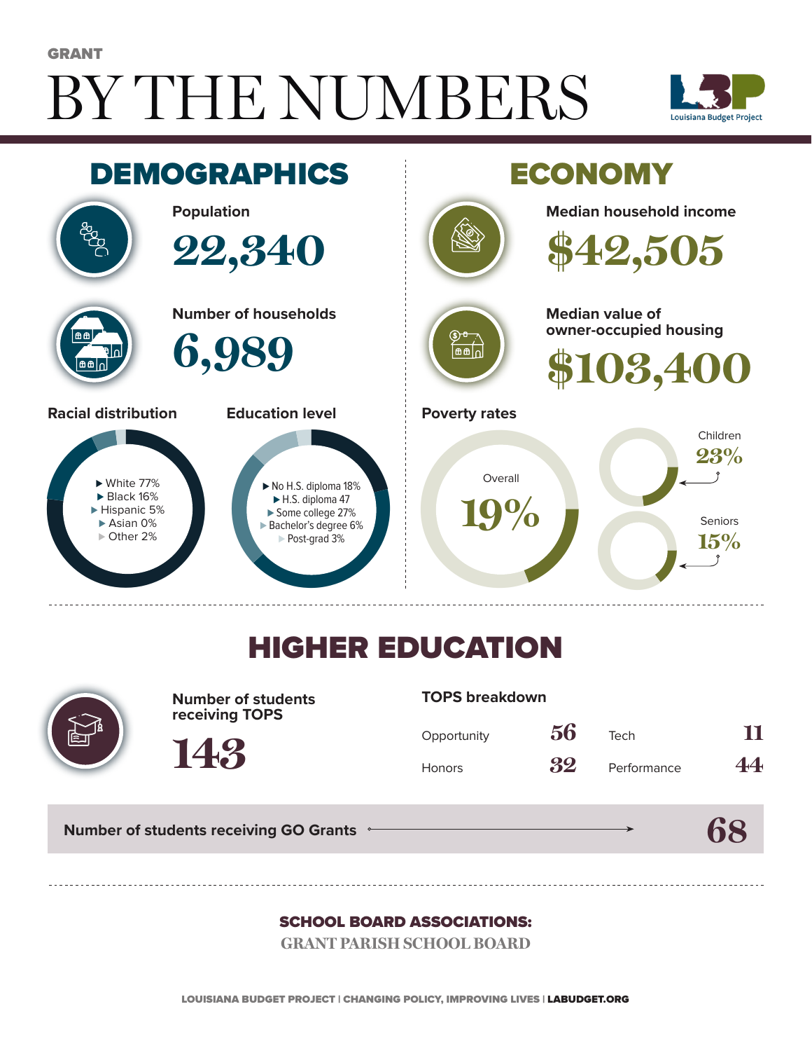GRANT

# BY THE NUMBERS

Louisiana Budget Project

## DEMOGRAPHICS

**Population**

22,340

**Number of households**

6,989

**Racial distribution**

- White 77%
- Black 16%
- Hispanic 5%
- Asian 0%
- Other 2%

**Education level**

- No H.S. diploma 18%
- H.S. diploma 47
- Some college 27%
- Bachelor's degree 6%
- Post-grad 3%

## ECONOMY

**Median household income**

$42,505

**Median value of owner-occupied housing**

$103,400

**Poverty rates**

- Overall 19%
- Children 23%
- Seniors 15%

## HIGHER EDUCATION

**Number of students receiving TOPS**

143

**TOPS breakdown**

| | | | |
|---|---|---|---|
| Opportunity | 56 | Tech | 11 |
| Honors | 32 | Performance | 44 |

**Number of students receiving GO Grants** → 68

**SCHOOL BOARD ASSOCIATIONS:**

GRANT PARISH SCHOOL BOARD

LOUISIANA BUDGET PROJECT | CHANGING POLICY, IMPROVING LIVES | LABUDGET.ORG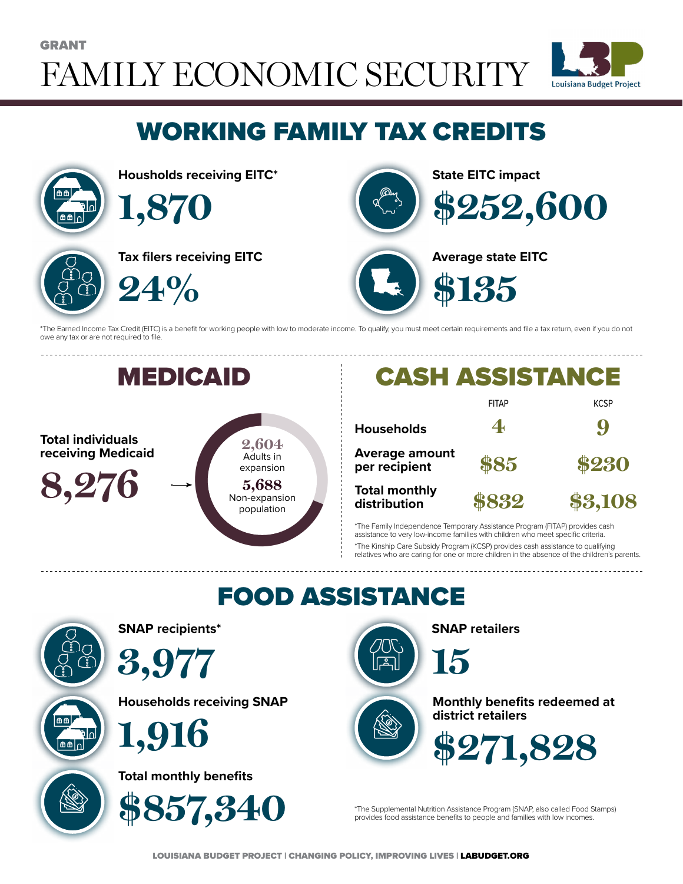GRANT

# FAMILY ECONOMIC SECURITY

Louisiana Budget Project

## WORKING FAMILY TAX CREDITS

**Households receiving EITC***

**1,870**

**State EITC impact**

**$252,600**

**Tax filers receiving EITC**

**24%**

**Average state EITC**

**$135**

*The Earned Income Tax Credit (EITC) is a benefit for working people with low to moderate income. To qualify, you must meet certain requirements and file a tax return, even if you do not owe any tax or are not required to file.

## MEDICAID

**Total individuals receiving Medicaid**

**8,276**

2,604
Adults in expansion

5,688
Non-expansion population

## CASH ASSISTANCE

| | FITAP | KCSP |
|---|---|---|
| **Households** | 4 | 9 |
| **Average amount per recipient** | $85 | $230 |
| **Total monthly distribution** | $832 | $3,108 |

*The Family Independence Temporary Assistance Program (FITAP) provides cash assistance to very low-income families with children who meet specific criteria.

*The Kinship Care Subsidy Program (KCSP) provides cash assistance to qualifying relatives who are caring for one or more children in the absence of the children's parents.

## FOOD ASSISTANCE

**SNAP recipients***

**3,977**

**Households receiving SNAP**

**1,916**

**Total monthly benefits**

**$857,340**

**SNAP retailers**

**15**

**Monthly benefits redeemed at district retailers**

**$271,828**

*The Supplemental Nutrition Assistance Program (SNAP, also called Food Stamps) provides food assistance benefits to people and families with low incomes.

LOUISIANA BUDGET PROJECT | CHANGING POLICY, IMPROVING LIVES | LABUDGET.ORG